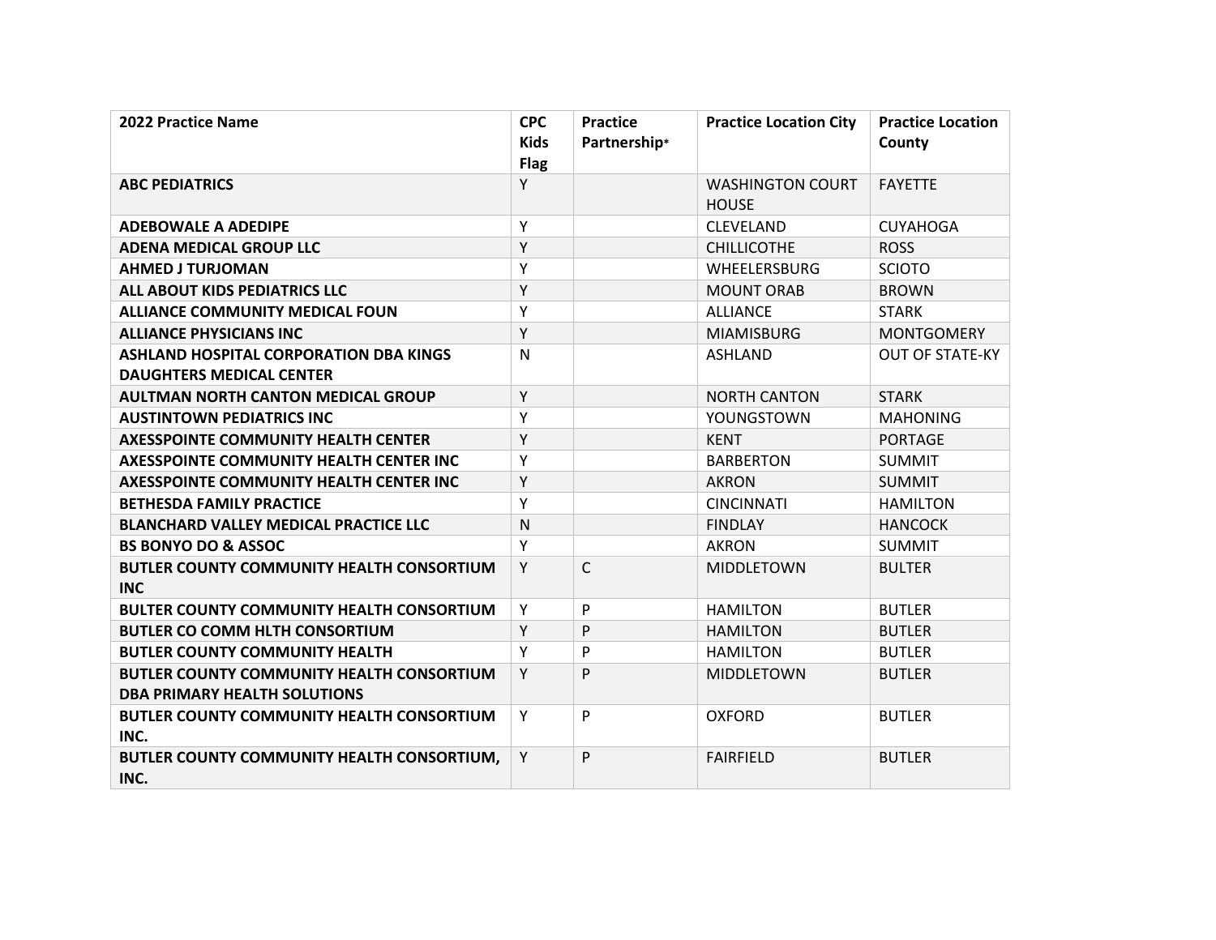| 2022 Practice Name | CPC Kids Flag | Practice Partnership* | Practice Location City | Practice Location County |
|---|---|---|---|---|
| **ABC PEDIATRICS** | Y | | WASHINGTON COURT HOUSE | FAYETTE |
| **ADEBOWALE A ADEDIPE** | Y | | CLEVELAND | CUYAHOGA |
| **ADENA MEDICAL GROUP LLC** | Y | | CHILLICOTHE | ROSS |
| **AHMED J TURJOMAN** | Y | | WHEELERSBURG | SCIOTO |
| **ALL ABOUT KIDS PEDIATRICS LLC** | Y | | MOUNT ORAB | BROWN |
| **ALLIANCE COMMUNITY MEDICAL FOUN** | Y | | ALLIANCE | STARK |
| **ALLIANCE PHYSICIANS INC** | Y | | MIAMISBURG | MONTGOMERY |
| **ASHLAND HOSPITAL CORPORATION DBA KINGS DAUGHTERS MEDICAL CENTER** | N | | ASHLAND | OUT OF STATE-KY |
| **AULTMAN NORTH CANTON MEDICAL GROUP** | Y | | NORTH CANTON | STARK |
| **AUSTINTOWN PEDIATRICS INC** | Y | | YOUNGSTOWN | MAHONING |
| **AXESSPOINTE COMMUNITY HEALTH CENTER** | Y | | KENT | PORTAGE |
| **AXESSPOINTE COMMUNITY HEALTH CENTER INC** | Y | | BARBERTON | SUMMIT |
| **AXESSPOINTE COMMUNITY HEALTH CENTER INC** | Y | | AKRON | SUMMIT |
| **BETHESDA FAMILY PRACTICE** | Y | | CINCINNATI | HAMILTON |
| **BLANCHARD VALLEY MEDICAL PRACTICE LLC** | N | | FINDLAY | HANCOCK |
| **BS BONYO DO & ASSOC** | Y | | AKRON | SUMMIT |
| **BUTLER COUNTY COMMUNITY HEALTH CONSORTIUM INC** | Y | C | MIDDLETOWN | BULTER |
| **BULTER COUNTY COMMUNITY HEALTH CONSORTIUM** | Y | P | HAMILTON | BUTLER |
| **BUTLER CO COMM HLTH CONSORTIUM** | Y | P | HAMILTON | BUTLER |
| **BUTLER COUNTY COMMUNITY HEALTH** | Y | P | HAMILTON | BUTLER |
| **BUTLER COUNTY COMMUNITY HEALTH CONSORTIUM DBA PRIMARY HEALTH SOLUTIONS** | Y | P | MIDDLETOWN | BUTLER |
| **BUTLER COUNTY COMMUNITY HEALTH CONSORTIUM INC.** | Y | P | OXFORD | BUTLER |
| **BUTLER COUNTY COMMUNITY HEALTH CONSORTIUM, INC.** | Y | P | FAIRFIELD | BUTLER |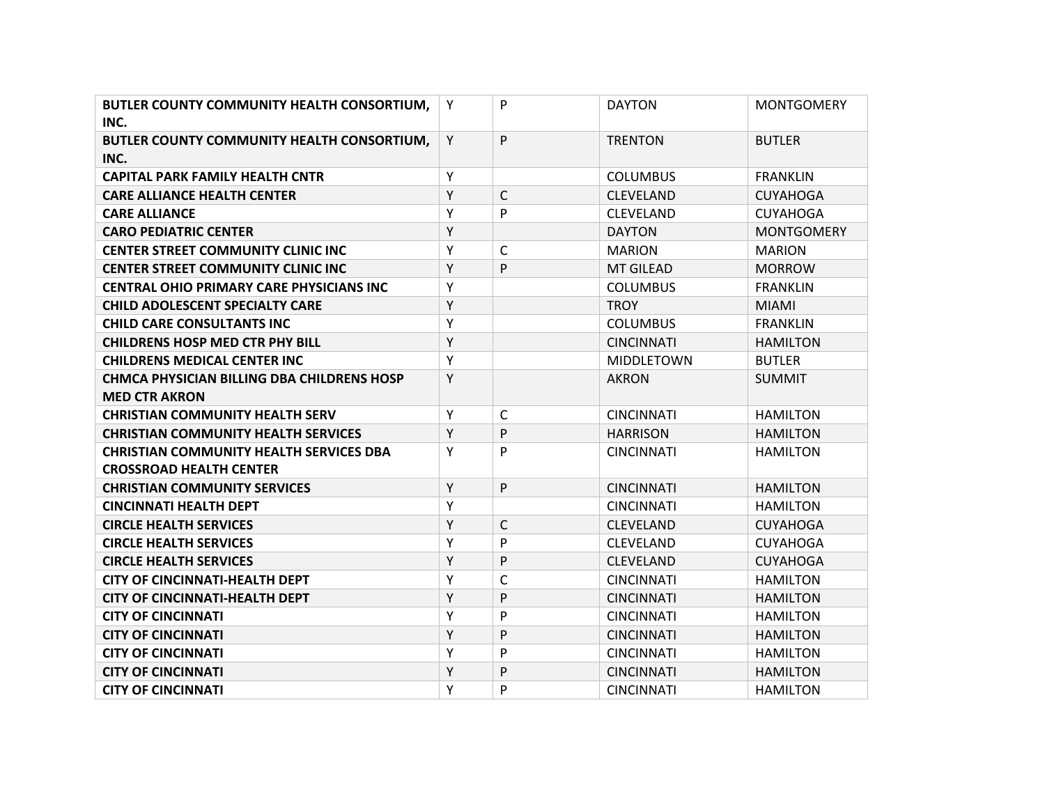| | | | | |
|---|---|---|---|---|
| **BUTLER COUNTY COMMUNITY HEALTH CONSORTIUM, INC.** | Y | P | DAYTON | MONTGOMERY |
| **BUTLER COUNTY COMMUNITY HEALTH CONSORTIUM, INC.** | Y | P | TRENTON | BUTLER |
| **CAPITAL PARK FAMILY HEALTH CNTR** | Y | | COLUMBUS | FRANKLIN |
| **CARE ALLIANCE HEALTH CENTER** | Y | C | CLEVELAND | CUYAHOGA |
| **CARE ALLIANCE** | Y | P | CLEVELAND | CUYAHOGA |
| **CARO PEDIATRIC CENTER** | Y | | DAYTON | MONTGOMERY |
| **CENTER STREET COMMUNITY CLINIC INC** | Y | C | MARION | MARION |
| **CENTER STREET COMMUNITY CLINIC INC** | Y | P | MT GILEAD | MORROW |
| **CENTRAL OHIO PRIMARY CARE PHYSICIANS INC** | Y | | COLUMBUS | FRANKLIN |
| **CHILD ADOLESCENT SPECIALTY CARE** | Y | | TROY | MIAMI |
| **CHILD CARE CONSULTANTS INC** | Y | | COLUMBUS | FRANKLIN |
| **CHILDRENS HOSP MED CTR PHY BILL** | Y | | CINCINNATI | HAMILTON |
| **CHILDRENS MEDICAL CENTER INC** | Y | | MIDDLETOWN | BUTLER |
| **CHMCA PHYSICIAN BILLING DBA CHILDRENS HOSP MED CTR AKRON** | Y | | AKRON | SUMMIT |
| **CHRISTIAN COMMUNITY HEALTH SERV** | Y | C | CINCINNATI | HAMILTON |
| **CHRISTIAN COMMUNITY HEALTH SERVICES** | Y | P | HARRISON | HAMILTON |
| **CHRISTIAN COMMUNITY HEALTH SERVICES DBA CROSSROAD HEALTH CENTER** | Y | P | CINCINNATI | HAMILTON |
| **CHRISTIAN COMMUNITY SERVICES** | Y | P | CINCINNATI | HAMILTON |
| **CINCINNATI HEALTH DEPT** | Y | | CINCINNATI | HAMILTON |
| **CIRCLE HEALTH SERVICES** | Y | C | CLEVELAND | CUYAHOGA |
| **CIRCLE HEALTH SERVICES** | Y | P | CLEVELAND | CUYAHOGA |
| **CIRCLE HEALTH SERVICES** | Y | P | CLEVELAND | CUYAHOGA |
| **CITY OF CINCINNATI-HEALTH DEPT** | Y | C | CINCINNATI | HAMILTON |
| **CITY OF CINCINNATI-HEALTH DEPT** | Y | P | CINCINNATI | HAMILTON |
| **CITY OF CINCINNATI** | Y | P | CINCINNATI | HAMILTON |
| **CITY OF CINCINNATI** | Y | P | CINCINNATI | HAMILTON |
| **CITY OF CINCINNATI** | Y | P | CINCINNATI | HAMILTON |
| **CITY OF CINCINNATI** | Y | P | CINCINNATI | HAMILTON |
| **CITY OF CINCINNATI** | Y | P | CINCINNATI | HAMILTON |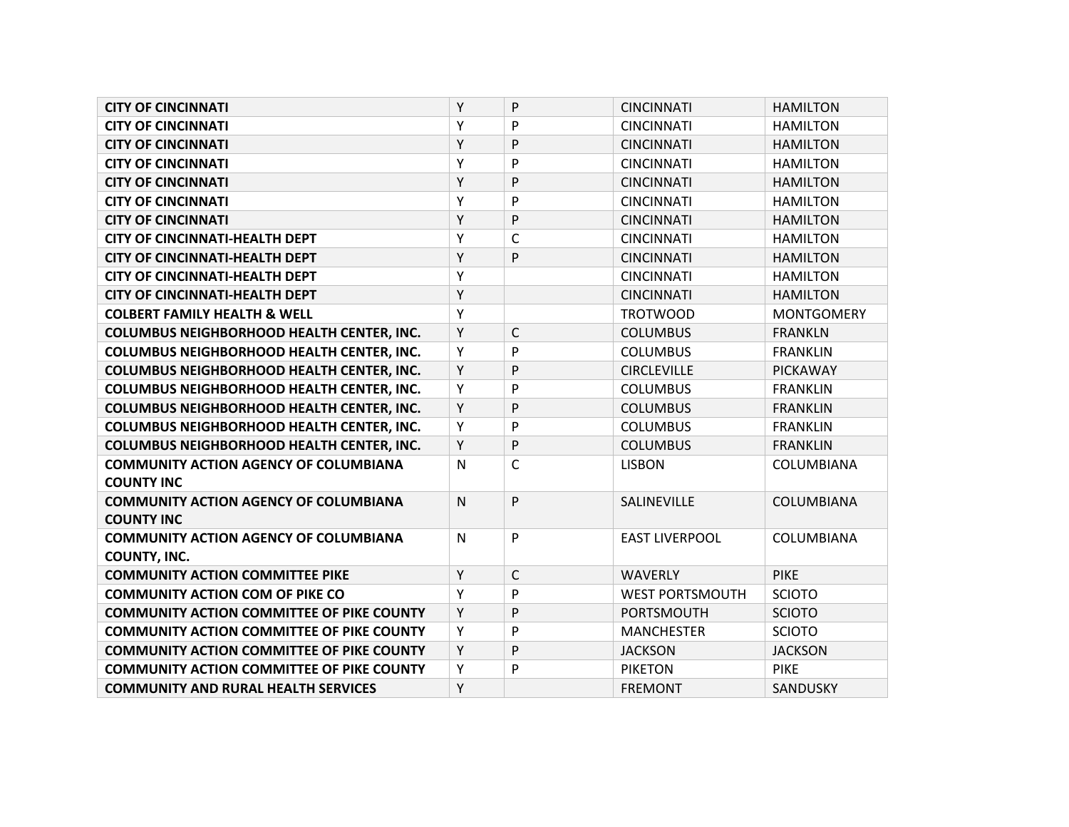| | | | | |
|---|---|---|---|---|
| **CITY OF CINCINNATI** | Y | P | CINCINNATI | HAMILTON |
| **CITY OF CINCINNATI** | Y | P | CINCINNATI | HAMILTON |
| **CITY OF CINCINNATI** | Y | P | CINCINNATI | HAMILTON |
| **CITY OF CINCINNATI** | Y | P | CINCINNATI | HAMILTON |
| **CITY OF CINCINNATI** | Y | P | CINCINNATI | HAMILTON |
| **CITY OF CINCINNATI** | Y | P | CINCINNATI | HAMILTON |
| **CITY OF CINCINNATI** | Y | P | CINCINNATI | HAMILTON |
| **CITY OF CINCINNATI-HEALTH DEPT** | Y | C | CINCINNATI | HAMILTON |
| **CITY OF CINCINNATI-HEALTH DEPT** | Y | P | CINCINNATI | HAMILTON |
| **CITY OF CINCINNATI-HEALTH DEPT** | Y | | CINCINNATI | HAMILTON |
| **CITY OF CINCINNATI-HEALTH DEPT** | Y | | CINCINNATI | HAMILTON |
| **COLBERT FAMILY HEALTH & WELL** | Y | | TROTWOOD | MONTGOMERY |
| **COLUMBUS NEIGHBORHOOD HEALTH CENTER, INC.** | Y | C | COLUMBUS | FRANKLN |
| **COLUMBUS NEIGHBORHOOD HEALTH CENTER, INC.** | Y | P | COLUMBUS | FRANKLIN |
| **COLUMBUS NEIGHBORHOOD HEALTH CENTER, INC.** | Y | P | CIRCLEVILLE | PICKAWAY |
| **COLUMBUS NEIGHBORHOOD HEALTH CENTER, INC.** | Y | P | COLUMBUS | FRANKLIN |
| **COLUMBUS NEIGHBORHOOD HEALTH CENTER, INC.** | Y | P | COLUMBUS | FRANKLIN |
| **COLUMBUS NEIGHBORHOOD HEALTH CENTER, INC.** | Y | P | COLUMBUS | FRANKLIN |
| **COLUMBUS NEIGHBORHOOD HEALTH CENTER, INC.** | Y | P | COLUMBUS | FRANKLIN |
| **COMMUNITY ACTION AGENCY OF COLUMBIANA COUNTY INC** | N | C | LISBON | COLUMBIANA |
| **COMMUNITY ACTION AGENCY OF COLUMBIANA COUNTY INC** | N | P | SALINEVILLE | COLUMBIANA |
| **COMMUNITY ACTION AGENCY OF COLUMBIANA COUNTY, INC.** | N | P | EAST LIVERPOOL | COLUMBIANA |
| **COMMUNITY ACTION COMMITTEE PIKE** | Y | C | WAVERLY | PIKE |
| **COMMUNITY ACTION COM OF PIKE CO** | Y | P | WEST PORTSMOUTH | SCIOTO |
| **COMMUNITY ACTION COMMITTEE OF PIKE COUNTY** | Y | P | PORTSMOUTH | SCIOTO |
| **COMMUNITY ACTION COMMITTEE OF PIKE COUNTY** | Y | P | MANCHESTER | SCIOTO |
| **COMMUNITY ACTION COMMITTEE OF PIKE COUNTY** | Y | P | JACKSON | JACKSON |
| **COMMUNITY ACTION COMMITTEE OF PIKE COUNTY** | Y | P | PIKETON | PIKE |
| **COMMUNITY AND RURAL HEALTH SERVICES** | Y | | FREMONT | SANDUSKY |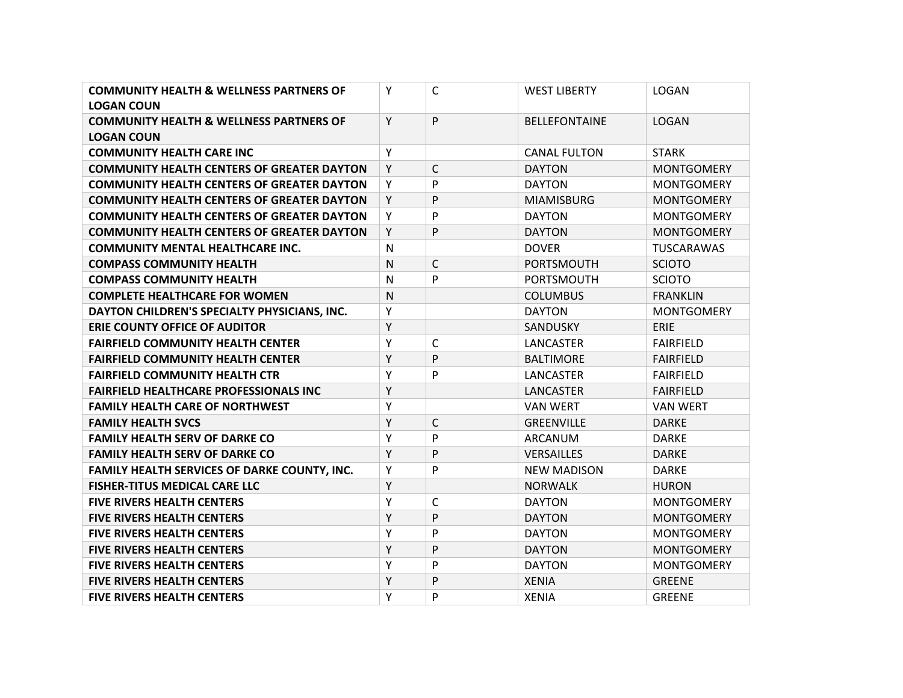| | | | | |
|---|---|---|---|---|
| **COMMUNITY HEALTH & WELLNESS PARTNERS OF LOGAN COUN** | Y | C | WEST LIBERTY | LOGAN |
| **COMMUNITY HEALTH & WELLNESS PARTNERS OF LOGAN COUN** | Y | P | BELLEFONTAINE | LOGAN |
| **COMMUNITY HEALTH CARE INC** | Y | | CANAL FULTON | STARK |
| **COMMUNITY HEALTH CENTERS OF GREATER DAYTON** | Y | C | DAYTON | MONTGOMERY |
| **COMMUNITY HEALTH CENTERS OF GREATER DAYTON** | Y | P | DAYTON | MONTGOMERY |
| **COMMUNITY HEALTH CENTERS OF GREATER DAYTON** | Y | P | MIAMISBURG | MONTGOMERY |
| **COMMUNITY HEALTH CENTERS OF GREATER DAYTON** | Y | P | DAYTON | MONTGOMERY |
| **COMMUNITY HEALTH CENTERS OF GREATER DAYTON** | Y | P | DAYTON | MONTGOMERY |
| **COMMUNITY MENTAL HEALTHCARE INC.** | N | | DOVER | TUSCARAWAS |
| **COMPASS COMMUNITY HEALTH** | N | C | PORTSMOUTH | SCIOTO |
| **COMPASS COMMUNITY HEALTH** | N | P | PORTSMOUTH | SCIOTO |
| **COMPLETE HEALTHCARE FOR WOMEN** | N | | COLUMBUS | FRANKLIN |
| **DAYTON CHILDREN'S SPECIALTY PHYSICIANS, INC.** | Y | | DAYTON | MONTGOMERY |
| **ERIE COUNTY OFFICE OF AUDITOR** | Y | | SANDUSKY | ERIE |
| **FAIRFIELD COMMUNITY HEALTH CENTER** | Y | C | LANCASTER | FAIRFIELD |
| **FAIRFIELD COMMUNITY HEALTH CENTER** | Y | P | BALTIMORE | FAIRFIELD |
| **FAIRFIELD COMMUNITY HEALTH CTR** | Y | P | LANCASTER | FAIRFIELD |
| **FAIRFIELD HEALTHCARE PROFESSIONALS INC** | Y | | LANCASTER | FAIRFIELD |
| **FAMILY HEALTH CARE OF NORTHWEST** | Y | | VAN WERT | VAN WERT |
| **FAMILY HEALTH SVCS** | Y | C | GREENVILLE | DARKE |
| **FAMILY HEALTH SERV OF DARKE CO** | Y | P | ARCANUM | DARKE |
| **FAMILY HEALTH SERV OF DARKE CO** | Y | P | VERSAILLES | DARKE |
| **FAMILY HEALTH SERVICES OF DARKE COUNTY, INC.** | Y | P | NEW MADISON | DARKE |
| **FISHER-TITUS MEDICAL CARE LLC** | Y | | NORWALK | HURON |
| **FIVE RIVERS HEALTH CENTERS** | Y | C | DAYTON | MONTGOMERY |
| **FIVE RIVERS HEALTH CENTERS** | Y | P | DAYTON | MONTGOMERY |
| **FIVE RIVERS HEALTH CENTERS** | Y | P | DAYTON | MONTGOMERY |
| **FIVE RIVERS HEALTH CENTERS** | Y | P | DAYTON | MONTGOMERY |
| **FIVE RIVERS HEALTH CENTERS** | Y | P | DAYTON | MONTGOMERY |
| **FIVE RIVERS HEALTH CENTERS** | Y | P | XENIA | GREENE |
| **FIVE RIVERS HEALTH CENTERS** | Y | P | XENIA | GREENE |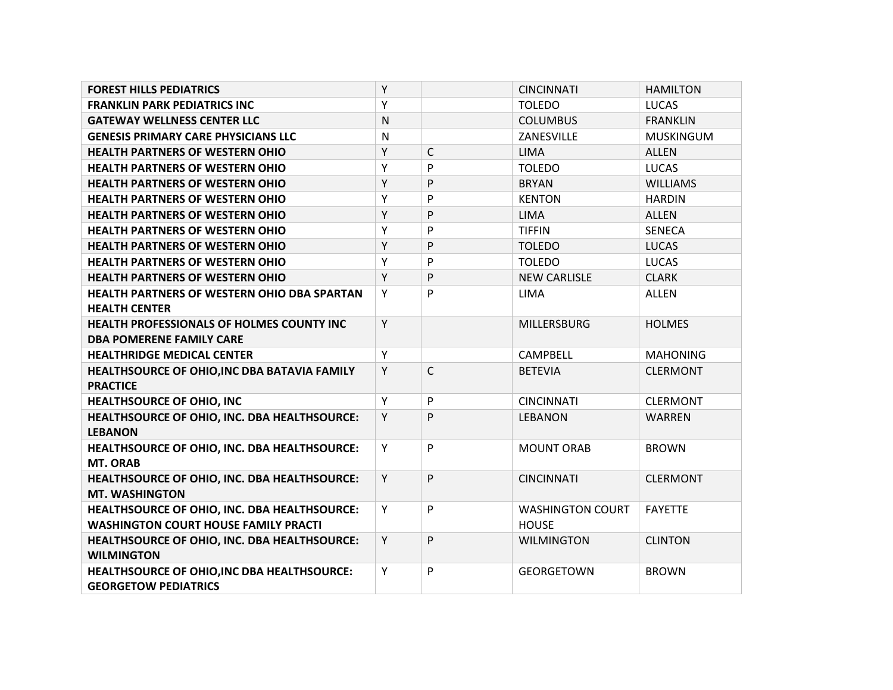| | | | | |
|---|---|---|---|---|
| **FOREST HILLS PEDIATRICS** | Y | | CINCINNATI | HAMILTON |
| **FRANKLIN PARK PEDIATRICS INC** | Y | | TOLEDO | LUCAS |
| **GATEWAY WELLNESS CENTER LLC** | N | | COLUMBUS | FRANKLIN |
| **GENESIS PRIMARY CARE PHYSICIANS LLC** | N | | ZANESVILLE | MUSKINGUM |
| **HEALTH PARTNERS OF WESTERN OHIO** | Y | C | LIMA | ALLEN |
| **HEALTH PARTNERS OF WESTERN OHIO** | Y | P | TOLEDO | LUCAS |
| **HEALTH PARTNERS OF WESTERN OHIO** | Y | P | BRYAN | WILLIAMS |
| **HEALTH PARTNERS OF WESTERN OHIO** | Y | P | KENTON | HARDIN |
| **HEALTH PARTNERS OF WESTERN OHIO** | Y | P | LIMA | ALLEN |
| **HEALTH PARTNERS OF WESTERN OHIO** | Y | P | TIFFIN | SENECA |
| **HEALTH PARTNERS OF WESTERN OHIO** | Y | P | TOLEDO | LUCAS |
| **HEALTH PARTNERS OF WESTERN OHIO** | Y | P | TOLEDO | LUCAS |
| **HEALTH PARTNERS OF WESTERN OHIO** | Y | P | NEW CARLISLE | CLARK |
| **HEALTH PARTNERS OF WESTERN OHIO DBA SPARTAN HEALTH CENTER** | Y | P | LIMA | ALLEN |
| **HEALTH PROFESSIONALS OF HOLMES COUNTY INC DBA POMERENE FAMILY CARE** | Y | | MILLERSBURG | HOLMES |
| **HEALTHRIDGE MEDICAL CENTER** | Y | | CAMPBELL | MAHONING |
| **HEALTHSOURCE OF OHIO,INC DBA BATAVIA FAMILY PRACTICE** | Y | C | BETEVIA | CLERMONT |
| **HEALTHSOURCE OF OHIO, INC** | Y | P | CINCINNATI | CLERMONT |
| **HEALTHSOURCE OF OHIO, INC. DBA HEALTHSOURCE: LEBANON** | Y | P | LEBANON | WARREN |
| **HEALTHSOURCE OF OHIO, INC. DBA HEALTHSOURCE: MT. ORAB** | Y | P | MOUNT ORAB | BROWN |
| **HEALTHSOURCE OF OHIO, INC. DBA HEALTHSOURCE: MT. WASHINGTON** | Y | P | CINCINNATI | CLERMONT |
| **HEALTHSOURCE OF OHIO, INC. DBA HEALTHSOURCE: WASHINGTON COURT HOUSE FAMILY PRACTI** | Y | P | WASHINGTON COURT HOUSE | FAYETTE |
| **HEALTHSOURCE OF OHIO, INC. DBA HEALTHSOURCE: WILMINGTON** | Y | P | WILMINGTON | CLINTON |
| **HEALTHSOURCE OF OHIO,INC DBA HEALTHSOURCE: GEORGETOW PEDIATRICS** | Y | P | GEORGETOWN | BROWN |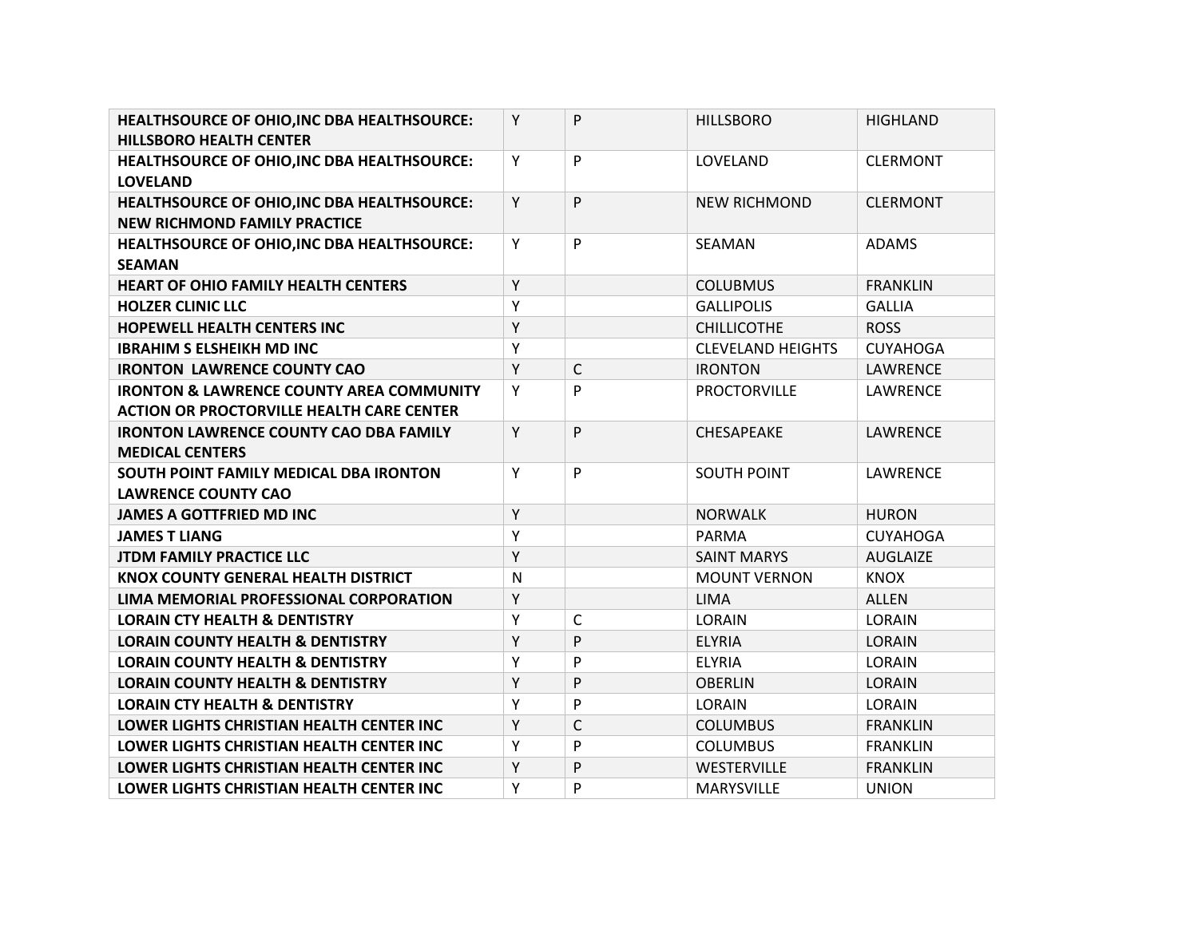| | | | | |
|---|---|---|---|---|
| **HEALTHSOURCE OF OHIO,INC DBA HEALTHSOURCE: HILLSBORO HEALTH CENTER** | Y | P | HILLSBORO | HIGHLAND |
| **HEALTHSOURCE OF OHIO,INC DBA HEALTHSOURCE: LOVELAND** | Y | P | LOVELAND | CLERMONT |
| **HEALTHSOURCE OF OHIO,INC DBA HEALTHSOURCE: NEW RICHMOND FAMILY PRACTICE** | Y | P | NEW RICHMOND | CLERMONT |
| **HEALTHSOURCE OF OHIO,INC DBA HEALTHSOURCE: SEAMAN** | Y | P | SEAMAN | ADAMS |
| **HEART OF OHIO FAMILY HEALTH CENTERS** | Y | | COLUBMUS | FRANKLIN |
| **HOLZER CLINIC LLC** | Y | | GALLIPOLIS | GALLIA |
| **HOPEWELL HEALTH CENTERS INC** | Y | | CHILLICOTHE | ROSS |
| **IBRAHIM S ELSHEIKH MD INC** | Y | | CLEVELAND HEIGHTS | CUYAHOGA |
| **IRONTON LAWRENCE COUNTY CAO** | Y | C | IRONTON | LAWRENCE |
| **IRONTON & LAWRENCE COUNTY AREA COMMUNITY ACTION OR PROCTORVILLE HEALTH CARE CENTER** | Y | P | PROCTORVILLE | LAWRENCE |
| **IRONTON LAWRENCE COUNTY CAO DBA FAMILY MEDICAL CENTERS** | Y | P | CHESAPEAKE | LAWRENCE |
| **SOUTH POINT FAMILY MEDICAL DBA IRONTON LAWRENCE COUNTY CAO** | Y | P | SOUTH POINT | LAWRENCE |
| **JAMES A GOTTFRIED MD INC** | Y | | NORWALK | HURON |
| **JAMES T LIANG** | Y | | PARMA | CUYAHOGA |
| **JTDM FAMILY PRACTICE LLC** | Y | | SAINT MARYS | AUGLAIZE |
| **KNOX COUNTY GENERAL HEALTH DISTRICT** | N | | MOUNT VERNON | KNOX |
| **LIMA MEMORIAL PROFESSIONAL CORPORATION** | Y | | LIMA | ALLEN |
| **LORAIN CTY HEALTH & DENTISTRY** | Y | C | LORAIN | LORAIN |
| **LORAIN COUNTY HEALTH & DENTISTRY** | Y | P | ELYRIA | LORAIN |
| **LORAIN COUNTY HEALTH & DENTISTRY** | Y | P | ELYRIA | LORAIN |
| **LORAIN COUNTY HEALTH & DENTISTRY** | Y | P | OBERLIN | LORAIN |
| **LORAIN CTY HEALTH & DENTISTRY** | Y | P | LORAIN | LORAIN |
| **LOWER LIGHTS CHRISTIAN HEALTH CENTER INC** | Y | C | COLUMBUS | FRANKLIN |
| **LOWER LIGHTS CHRISTIAN HEALTH CENTER INC** | Y | P | COLUMBUS | FRANKLIN |
| **LOWER LIGHTS CHRISTIAN HEALTH CENTER INC** | Y | P | WESTERVILLE | FRANKLIN |
| **LOWER LIGHTS CHRISTIAN HEALTH CENTER INC** | Y | P | MARYSVILLE | UNION |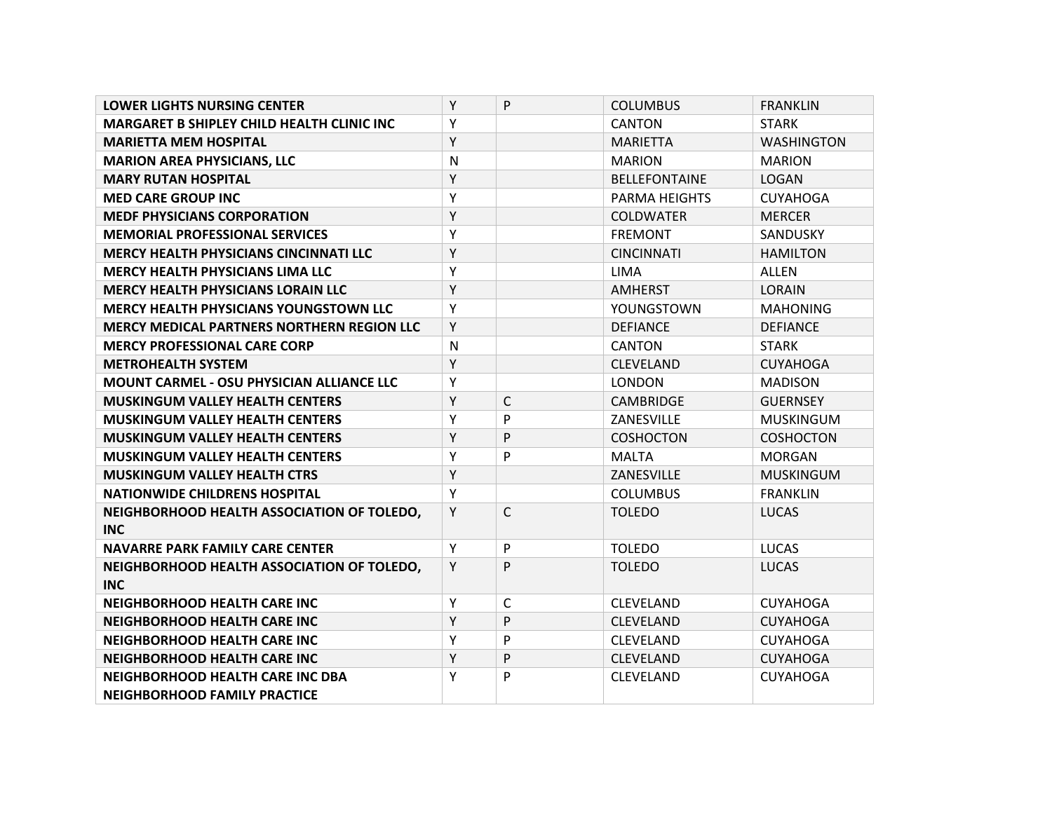| | | | | |
|---|---|---|---|---|
| **LOWER LIGHTS NURSING CENTER** | Y | P | COLUMBUS | FRANKLIN |
| **MARGARET B SHIPLEY CHILD HEALTH CLINIC INC** | Y | | CANTON | STARK |
| **MARIETTA MEM HOSPITAL** | Y | | MARIETTA | WASHINGTON |
| **MARION AREA PHYSICIANS, LLC** | N | | MARION | MARION |
| **MARY RUTAN HOSPITAL** | Y | | BELLEFONTAINE | LOGAN |
| **MED CARE GROUP INC** | Y | | PARMA HEIGHTS | CUYAHOGA |
| **MEDF PHYSICIANS CORPORATION** | Y | | COLDWATER | MERCER |
| **MEMORIAL PROFESSIONAL SERVICES** | Y | | FREMONT | SANDUSKY |
| **MERCY HEALTH PHYSICIANS CINCINNATI LLC** | Y | | CINCINNATI | HAMILTON |
| **MERCY HEALTH PHYSICIANS LIMA LLC** | Y | | LIMA | ALLEN |
| **MERCY HEALTH PHYSICIANS LORAIN LLC** | Y | | AMHERST | LORAIN |
| **MERCY HEALTH PHYSICIANS YOUNGSTOWN LLC** | Y | | YOUNGSTOWN | MAHONING |
| **MERCY MEDICAL PARTNERS NORTHERN REGION LLC** | Y | | DEFIANCE | DEFIANCE |
| **MERCY PROFESSIONAL CARE CORP** | N | | CANTON | STARK |
| **METROHEALTH SYSTEM** | Y | | CLEVELAND | CUYAHOGA |
| **MOUNT CARMEL - OSU PHYSICIAN ALLIANCE LLC** | Y | | LONDON | MADISON |
| **MUSKINGUM VALLEY HEALTH CENTERS** | Y | C | CAMBRIDGE | GUERNSEY |
| **MUSKINGUM VALLEY HEALTH CENTERS** | Y | P | ZANESVILLE | MUSKINGUM |
| **MUSKINGUM VALLEY HEALTH CENTERS** | Y | P | COSHOCTON | COSHOCTON |
| **MUSKINGUM VALLEY HEALTH CENTERS** | Y | P | MALTA | MORGAN |
| **MUSKINGUM VALLEY HEALTH CTRS** | Y | | ZANESVILLE | MUSKINGUM |
| **NATIONWIDE CHILDRENS HOSPITAL** | Y | | COLUMBUS | FRANKLIN |
| **NEIGHBORHOOD HEALTH ASSOCIATION OF TOLEDO, INC** | Y | C | TOLEDO | LUCAS |
| **NAVARRE PARK FAMILY CARE CENTER** | Y | P | TOLEDO | LUCAS |
| **NEIGHBORHOOD HEALTH ASSOCIATION OF TOLEDO, INC** | Y | P | TOLEDO | LUCAS |
| **NEIGHBORHOOD HEALTH CARE INC** | Y | C | CLEVELAND | CUYAHOGA |
| **NEIGHBORHOOD HEALTH CARE INC** | Y | P | CLEVELAND | CUYAHOGA |
| **NEIGHBORHOOD HEALTH CARE INC** | Y | P | CLEVELAND | CUYAHOGA |
| **NEIGHBORHOOD HEALTH CARE INC** | Y | P | CLEVELAND | CUYAHOGA |
| **NEIGHBORHOOD HEALTH CARE INC DBA NEIGHBORHOOD FAMILY PRACTICE** | Y | P | CLEVELAND | CUYAHOGA |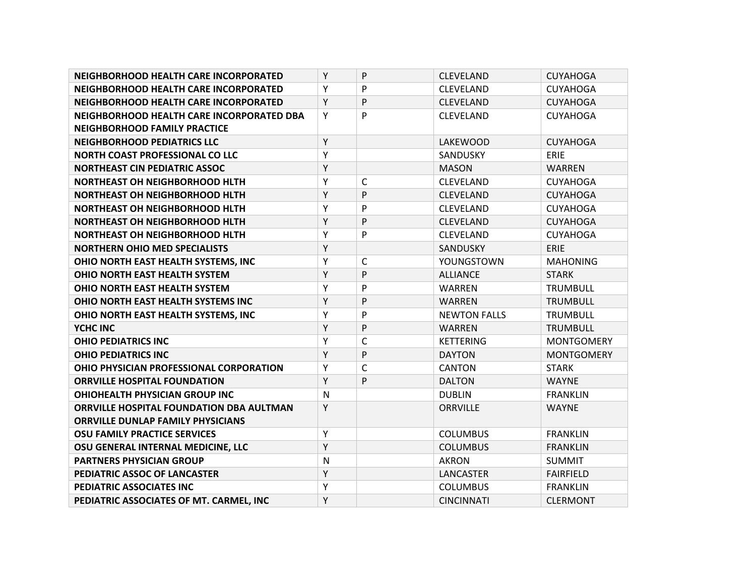| | | | | |
|---|---|---|---|---|
| **NEIGHBORHOOD HEALTH CARE INCORPORATED** | Y | P | CLEVELAND | CUYAHOGA |
| **NEIGHBORHOOD HEALTH CARE INCORPORATED** | Y | P | CLEVELAND | CUYAHOGA |
| **NEIGHBORHOOD HEALTH CARE INCORPORATED** | Y | P | CLEVELAND | CUYAHOGA |
| **NEIGHBORHOOD HEALTH CARE INCORPORATED DBA NEIGHBORHOOD FAMILY PRACTICE** | Y | P | CLEVELAND | CUYAHOGA |
| **NEIGHBORHOOD PEDIATRICS LLC** | Y | | LAKEWOOD | CUYAHOGA |
| **NORTH COAST PROFESSIONAL CO LLC** | Y | | SANDUSKY | ERIE |
| **NORTHEAST CIN PEDIATRIC ASSOC** | Y | | MASON | WARREN |
| **NORTHEAST OH NEIGHBORHOOD HLTH** | Y | C | CLEVELAND | CUYAHOGA |
| **NORTHEAST OH NEIGHBORHOOD HLTH** | Y | P | CLEVELAND | CUYAHOGA |
| **NORTHEAST OH NEIGHBORHOOD HLTH** | Y | P | CLEVELAND | CUYAHOGA |
| **NORTHEAST OH NEIGHBORHOOD HLTH** | Y | P | CLEVELAND | CUYAHOGA |
| **NORTHEAST OH NEIGHBORHOOD HLTH** | Y | P | CLEVELAND | CUYAHOGA |
| **NORTHERN OHIO MED SPECIALISTS** | Y | | SANDUSKY | ERIE |
| **OHIO NORTH EAST HEALTH SYSTEMS, INC** | Y | C | YOUNGSTOWN | MAHONING |
| **OHIO NORTH EAST HEALTH SYSTEM** | Y | P | ALLIANCE | STARK |
| **OHIO NORTH EAST HEALTH SYSTEM** | Y | P | WARREN | TRUMBULL |
| **OHIO NORTH EAST HEALTH SYSTEMS INC** | Y | P | WARREN | TRUMBULL |
| **OHIO NORTH EAST HEALTH SYSTEMS, INC** | Y | P | NEWTON FALLS | TRUMBULL |
| **YCHC INC** | Y | P | WARREN | TRUMBULL |
| **OHIO PEDIATRICS INC** | Y | C | KETTERING | MONTGOMERY |
| **OHIO PEDIATRICS INC** | Y | P | DAYTON | MONTGOMERY |
| **OHIO PHYSICIAN PROFESSIONAL CORPORATION** | Y | C | CANTON | STARK |
| **ORRVILLE HOSPITAL FOUNDATION** | Y | P | DALTON | WAYNE |
| **OHIOHEALTH PHYSICIAN GROUP INC** | N | | DUBLIN | FRANKLIN |
| **ORRVILLE HOSPITAL FOUNDATION DBA AULTMAN ORRVILLE DUNLAP FAMILY PHYSICIANS** | Y | | ORRVILLE | WAYNE |
| **OSU FAMILY PRACTICE SERVICES** | Y | | COLUMBUS | FRANKLIN |
| **OSU GENERAL INTERNAL MEDICINE, LLC** | Y | | COLUMBUS | FRANKLIN |
| **PARTNERS PHYSICIAN GROUP** | N | | AKRON | SUMMIT |
| **PEDIATRIC ASSOC OF LANCASTER** | Y | | LANCASTER | FAIRFIELD |
| **PEDIATRIC ASSOCIATES INC** | Y | | COLUMBUS | FRANKLIN |
| **PEDIATRIC ASSOCIATES OF MT. CARMEL, INC** | Y | | CINCINNATI | CLERMONT |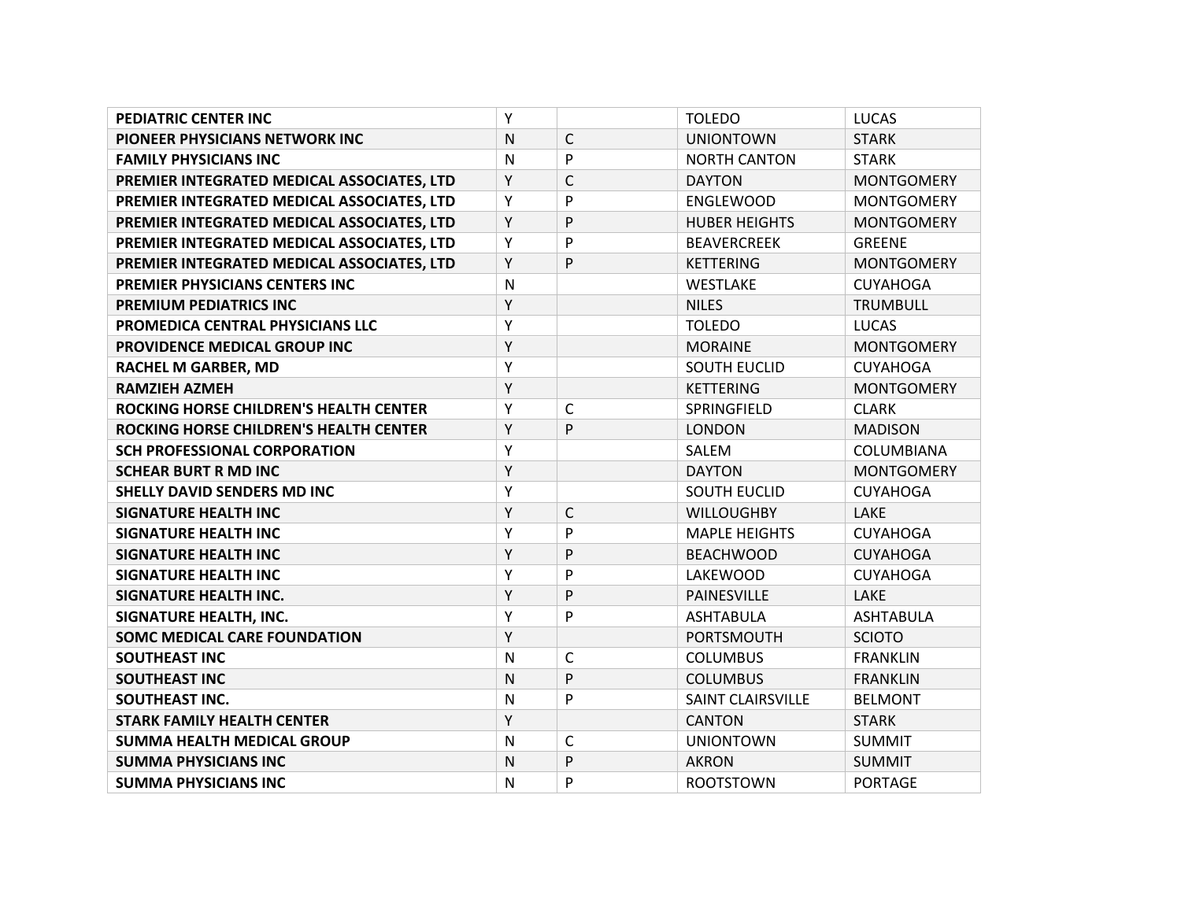| | | | | |
|---|---|---|---|---|
| **PEDIATRIC CENTER INC** | Y | | TOLEDO | LUCAS |
| **PIONEER PHYSICIANS NETWORK INC** | N | C | UNIONTOWN | STARK |
| **FAMILY PHYSICIANS INC** | N | P | NORTH CANTON | STARK |
| **PREMIER INTEGRATED MEDICAL ASSOCIATES, LTD** | Y | C | DAYTON | MONTGOMERY |
| **PREMIER INTEGRATED MEDICAL ASSOCIATES, LTD** | Y | P | ENGLEWOOD | MONTGOMERY |
| **PREMIER INTEGRATED MEDICAL ASSOCIATES, LTD** | Y | P | HUBER HEIGHTS | MONTGOMERY |
| **PREMIER INTEGRATED MEDICAL ASSOCIATES, LTD** | Y | P | BEAVERCREEK | GREENE |
| **PREMIER INTEGRATED MEDICAL ASSOCIATES, LTD** | Y | P | KETTERING | MONTGOMERY |
| **PREMIER PHYSICIANS CENTERS INC** | N | | WESTLAKE | CUYAHOGA |
| **PREMIUM PEDIATRICS INC** | Y | | NILES | TRUMBULL |
| **PROMEDICA CENTRAL PHYSICIANS LLC** | Y | | TOLEDO | LUCAS |
| **PROVIDENCE MEDICAL GROUP INC** | Y | | MORAINE | MONTGOMERY |
| **RACHEL M GARBER, MD** | Y | | SOUTH EUCLID | CUYAHOGA |
| **RAMZIEH AZMEH** | Y | | KETTERING | MONTGOMERY |
| **ROCKING HORSE CHILDREN'S HEALTH CENTER** | Y | C | SPRINGFIELD | CLARK |
| **ROCKING HORSE CHILDREN'S HEALTH CENTER** | Y | P | LONDON | MADISON |
| **SCH PROFESSIONAL CORPORATION** | Y | | SALEM | COLUMBIANA |
| **SCHEAR BURT R MD INC** | Y | | DAYTON | MONTGOMERY |
| **SHELLY DAVID SENDERS MD INC** | Y | | SOUTH EUCLID | CUYAHOGA |
| **SIGNATURE HEALTH INC** | Y | C | WILLOUGHBY | LAKE |
| **SIGNATURE HEALTH INC** | Y | P | MAPLE HEIGHTS | CUYAHOGA |
| **SIGNATURE HEALTH INC** | Y | P | BEACHWOOD | CUYAHOGA |
| **SIGNATURE HEALTH INC** | Y | P | LAKEWOOD | CUYAHOGA |
| **SIGNATURE HEALTH INC.** | Y | P | PAINESVILLE | LAKE |
| **SIGNATURE HEALTH, INC.** | Y | P | ASHTABULA | ASHTABULA |
| **SOMC MEDICAL CARE FOUNDATION** | Y | | PORTSMOUTH | SCIOTO |
| **SOUTHEAST INC** | N | C | COLUMBUS | FRANKLIN |
| **SOUTHEAST INC** | N | P | COLUMBUS | FRANKLIN |
| **SOUTHEAST INC.** | N | P | SAINT CLAIRSVILLE | BELMONT |
| **STARK FAMILY HEALTH CENTER** | Y | | CANTON | STARK |
| **SUMMA HEALTH MEDICAL GROUP** | N | C | UNIONTOWN | SUMMIT |
| **SUMMA PHYSICIANS INC** | N | P | AKRON | SUMMIT |
| **SUMMA PHYSICIANS INC** | N | P | ROOTSTOWN | PORTAGE |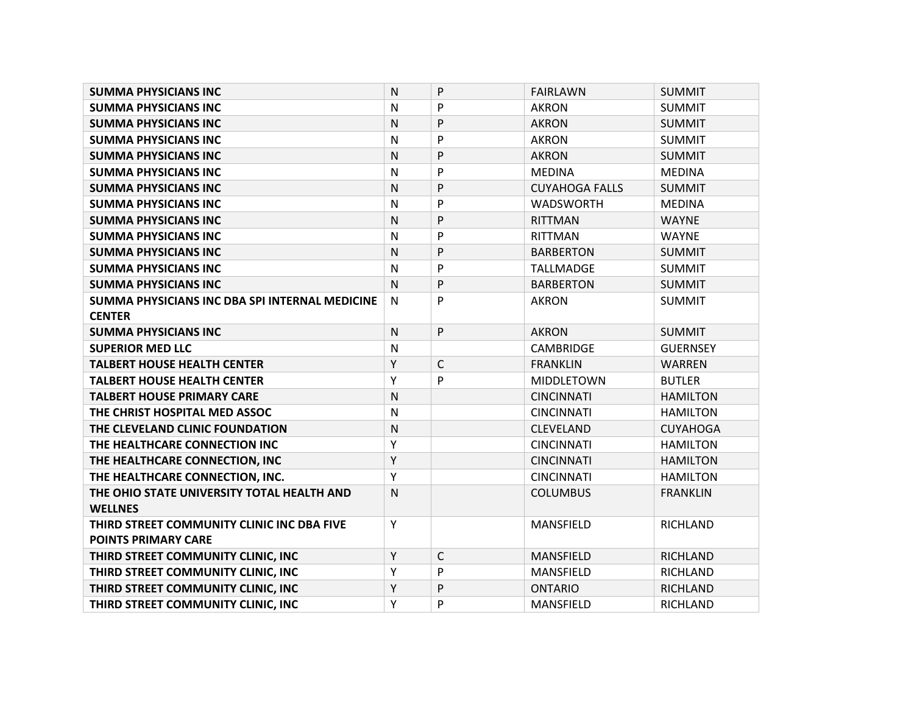| | | | | |
|---|---|---|---|---|
| **SUMMA PHYSICIANS INC** | N | P | FAIRLAWN | SUMMIT |
| **SUMMA PHYSICIANS INC** | N | P | AKRON | SUMMIT |
| **SUMMA PHYSICIANS INC** | N | P | AKRON | SUMMIT |
| **SUMMA PHYSICIANS INC** | N | P | AKRON | SUMMIT |
| **SUMMA PHYSICIANS INC** | N | P | AKRON | SUMMIT |
| **SUMMA PHYSICIANS INC** | N | P | MEDINA | MEDINA |
| **SUMMA PHYSICIANS INC** | N | P | CUYAHOGA FALLS | SUMMIT |
| **SUMMA PHYSICIANS INC** | N | P | WADSWORTH | MEDINA |
| **SUMMA PHYSICIANS INC** | N | P | RITTMAN | WAYNE |
| **SUMMA PHYSICIANS INC** | N | P | RITTMAN | WAYNE |
| **SUMMA PHYSICIANS INC** | N | P | BARBERTON | SUMMIT |
| **SUMMA PHYSICIANS INC** | N | P | TALLMADGE | SUMMIT |
| **SUMMA PHYSICIANS INC** | N | P | BARBERTON | SUMMIT |
| **SUMMA PHYSICIANS INC DBA SPI INTERNAL MEDICINE CENTER** | N | P | AKRON | SUMMIT |
| **SUMMA PHYSICIANS INC** | N | P | AKRON | SUMMIT |
| **SUPERIOR MED LLC** | N | | CAMBRIDGE | GUERNSEY |
| **TALBERT HOUSE HEALTH CENTER** | Y | C | FRANKLIN | WARREN |
| **TALBERT HOUSE HEALTH CENTER** | Y | P | MIDDLETOWN | BUTLER |
| **TALBERT HOUSE PRIMARY CARE** | N | | CINCINNATI | HAMILTON |
| **THE CHRIST HOSPITAL MED ASSOC** | N | | CINCINNATI | HAMILTON |
| **THE CLEVELAND CLINIC FOUNDATION** | N | | CLEVELAND | CUYAHOGA |
| **THE HEALTHCARE CONNECTION INC** | Y | | CINCINNATI | HAMILTON |
| **THE HEALTHCARE CONNECTION, INC** | Y | | CINCINNATI | HAMILTON |
| **THE HEALTHCARE CONNECTION, INC.** | Y | | CINCINNATI | HAMILTON |
| **THE OHIO STATE UNIVERSITY TOTAL HEALTH AND WELLNES** | N | | COLUMBUS | FRANKLIN |
| **THIRD STREET COMMUNITY CLINIC INC DBA FIVE POINTS PRIMARY CARE** | Y | | MANSFIELD | RICHLAND |
| **THIRD STREET COMMUNITY CLINIC, INC** | Y | C | MANSFIELD | RICHLAND |
| **THIRD STREET COMMUNITY CLINIC, INC** | Y | P | MANSFIELD | RICHLAND |
| **THIRD STREET COMMUNITY CLINIC, INC** | Y | P | ONTARIO | RICHLAND |
| **THIRD STREET COMMUNITY CLINIC, INC** | Y | P | MANSFIELD | RICHLAND |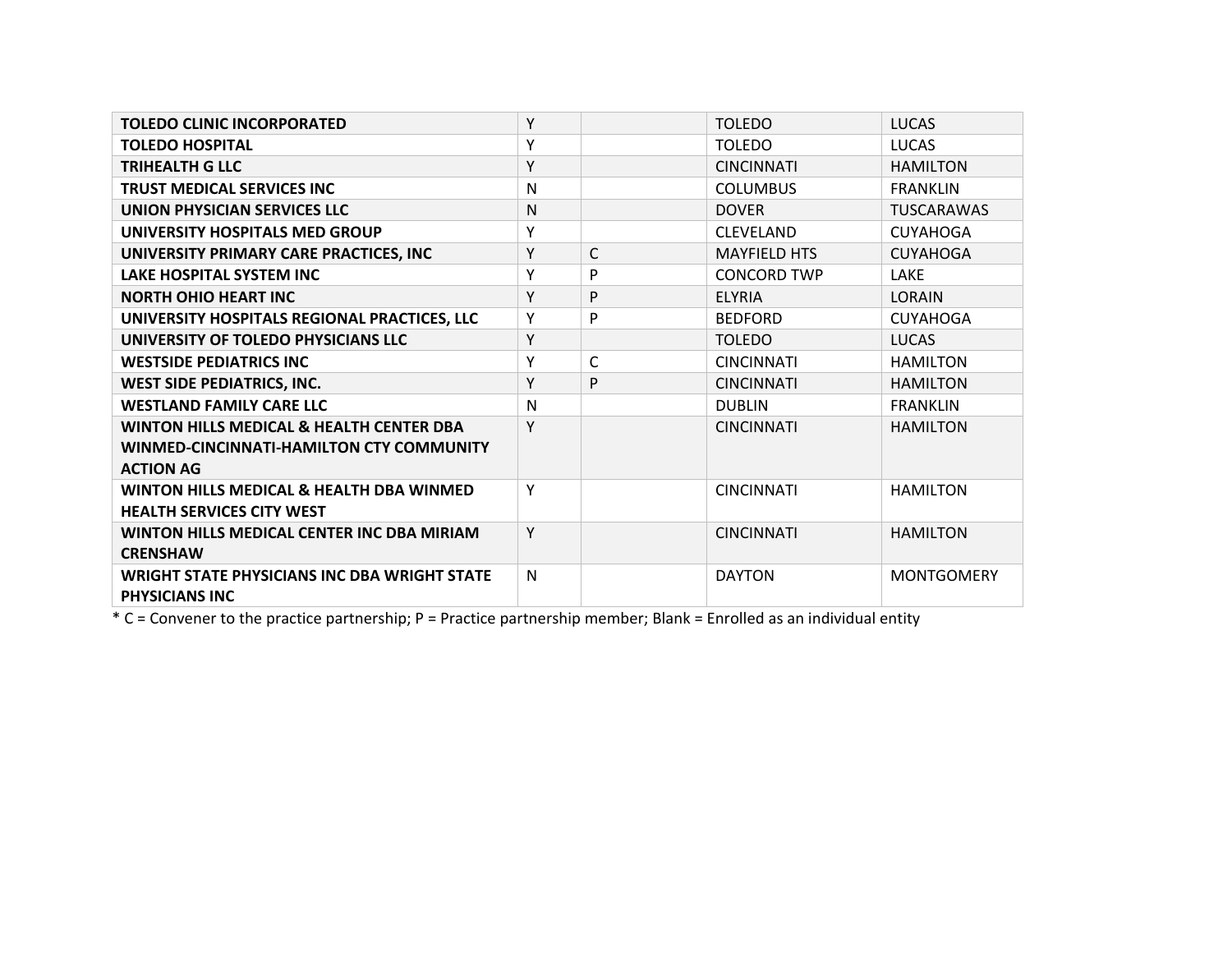| | | | | |
|---|---|---|---|---|
| **TOLEDO CLINIC INCORPORATED** | Y | | TOLEDO | LUCAS |
| **TOLEDO HOSPITAL** | Y | | TOLEDO | LUCAS |
| **TRIHEALTH G LLC** | Y | | CINCINNATI | HAMILTON |
| **TRUST MEDICAL SERVICES INC** | N | | COLUMBUS | FRANKLIN |
| **UNION PHYSICIAN SERVICES LLC** | N | | DOVER | TUSCARAWAS |
| **UNIVERSITY HOSPITALS MED GROUP** | Y | | CLEVELAND | CUYAHOGA |
| **UNIVERSITY PRIMARY CARE PRACTICES, INC** | Y | C | MAYFIELD HTS | CUYAHOGA |
| **LAKE HOSPITAL SYSTEM INC** | Y | P | CONCORD TWP | LAKE |
| **NORTH OHIO HEART INC** | Y | P | ELYRIA | LORAIN |
| **UNIVERSITY HOSPITALS REGIONAL PRACTICES, LLC** | Y | P | BEDFORD | CUYAHOGA |
| **UNIVERSITY OF TOLEDO PHYSICIANS LLC** | Y | | TOLEDO | LUCAS |
| **WESTSIDE PEDIATRICS INC** | Y | C | CINCINNATI | HAMILTON |
| **WEST SIDE PEDIATRICS, INC.** | Y | P | CINCINNATI | HAMILTON |
| **WESTLAND FAMILY CARE LLC** | N | | DUBLIN | FRANKLIN |
| **WINTON HILLS MEDICAL & HEALTH CENTER DBA WINMED-CINCINNATI-HAMILTON CTY COMMUNITY ACTION AG** | Y | | CINCINNATI | HAMILTON |
| **WINTON HILLS MEDICAL & HEALTH DBA WINMED HEALTH SERVICES CITY WEST** | Y | | CINCINNATI | HAMILTON |
| **WINTON HILLS MEDICAL CENTER INC DBA MIRIAM CRENSHAW** | Y | | CINCINNATI | HAMILTON |
| **WRIGHT STATE PHYSICIANS INC DBA WRIGHT STATE PHYSICIANS INC** | N | | DAYTON | MONTGOMERY |

* C = Convener to the practice partnership; P = Practice partnership member; Blank = Enrolled as an individual entity